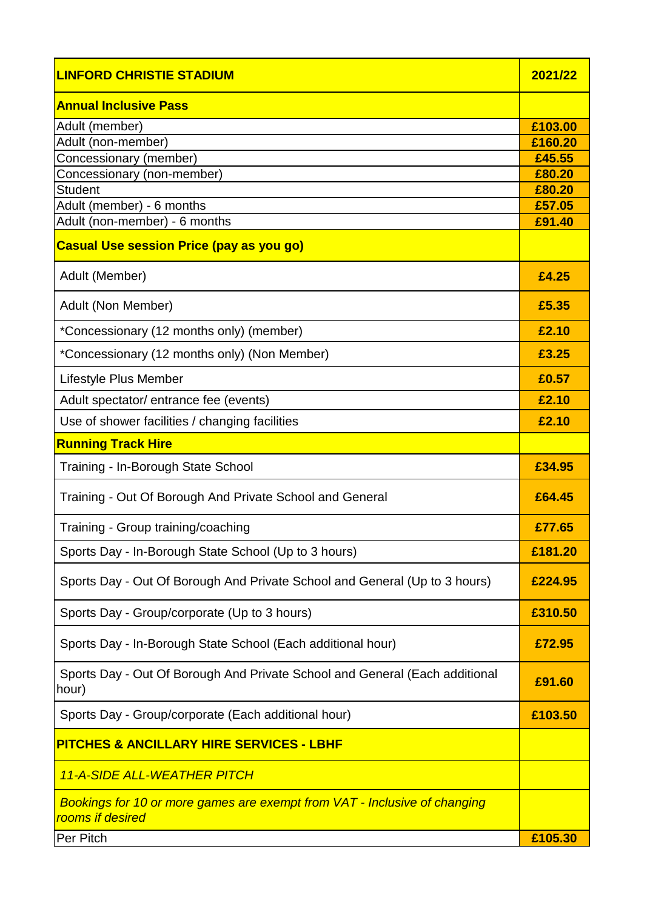| LINFORD CHRISTIE STADIUM | 2021/22 |
|---|---|
| **Annual Inclusive Pass** | |
| Adult (member) | £103.00 |
| Adult (non-member) | £160.20 |
| Concessionary (member) | £45.55 |
| Concessionary (non-member) | £80.20 |
| Student | £80.20 |
| Adult (member) - 6 months | £57.05 |
| Adult (non-member) - 6 months | £91.40 |
| **Casual Use session Price (pay as you go)** | |
| Adult (Member) | £4.25 |
| Adult (Non Member) | £5.35 |
| *Concessionary (12 months only) (member) | £2.10 |
| *Concessionary (12 months only) (Non Member) | £3.25 |
| Lifestyle Plus Member | £0.57 |
| Adult spectator/ entrance fee (events) | £2.10 |
| Use of shower facilities / changing facilities | £2.10 |
| **Running Track Hire** | |
| Training - In-Borough State School | £34.95 |
| Training - Out Of Borough And Private School and General | £64.45 |
| Training - Group training/coaching | £77.65 |
| Sports Day - In-Borough State School (Up to 3 hours) | £181.20 |
| Sports Day - Out Of Borough And Private School and General (Up to 3 hours) | £224.95 |
| Sports Day - Group/corporate (Up to 3 hours) | £310.50 |
| Sports Day - In-Borough State School (Each additional hour) | £72.95 |
| Sports Day - Out Of Borough And Private School and General (Each additional hour) | £91.60 |
| Sports Day - Group/corporate (Each additional hour) | £103.50 |
| **PITCHES & ANCILLARY HIRE SERVICES - LBHF** | |
| *11-A-SIDE ALL-WEATHER PITCH* | |
| *Bookings for 10 or more games are exempt from VAT - Inclusive of changing rooms if desired* | |
| Per Pitch | £105.30 |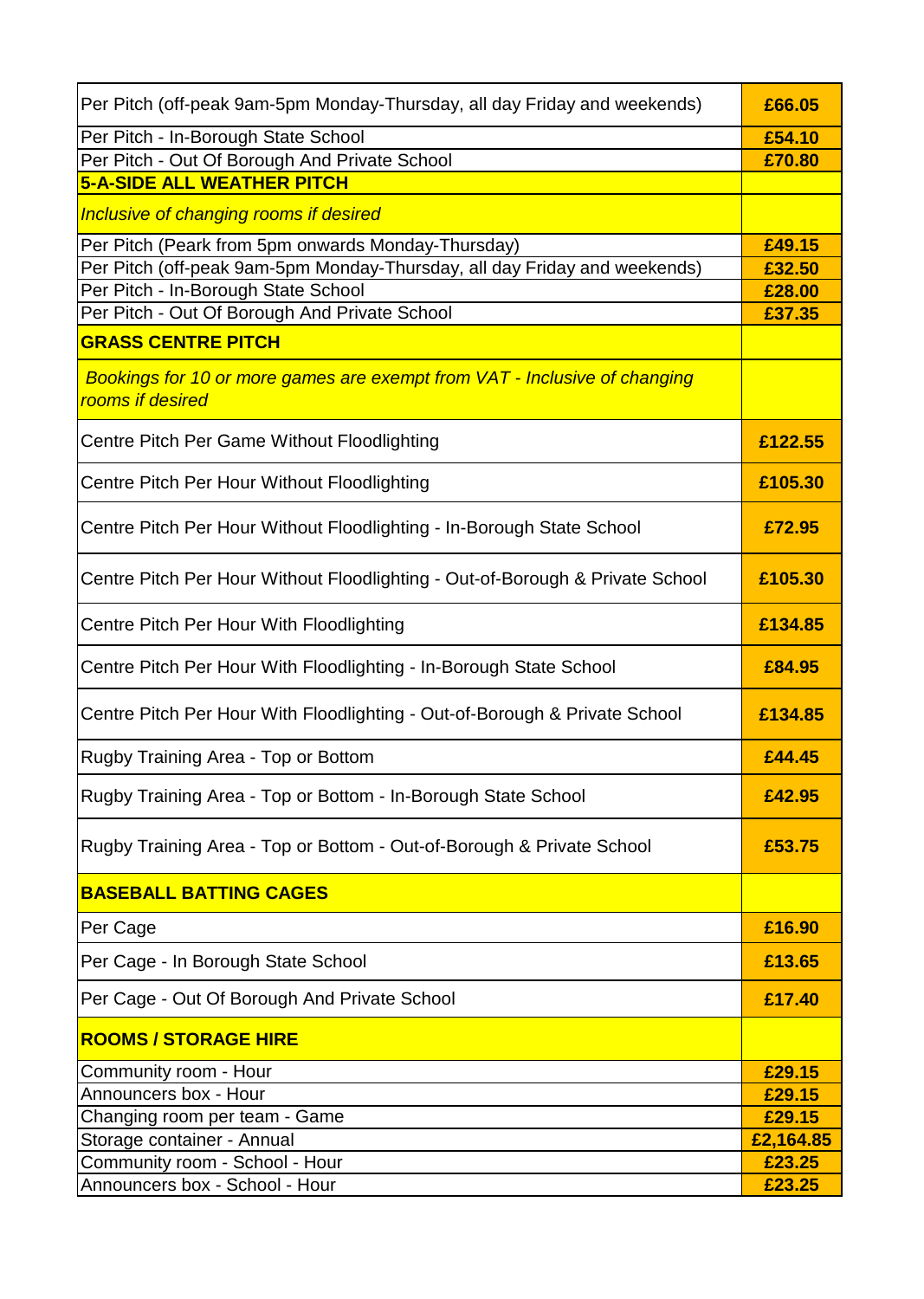| | |
|---|---|
| Per Pitch (off-peak 9am-5pm Monday-Thursday, all day Friday and weekends) | **£66.05** |
| Per Pitch - In-Borough State School | **£54.10** |
| Per Pitch - Out Of Borough And Private School | **£70.80** |
| **5-A-SIDE ALL WEATHER PITCH** | |
| *Inclusive of changing rooms if desired* | |
| Per Pitch (Peark from 5pm onwards Monday-Thursday) | **£49.15** |
| Per Pitch (off-peak 9am-5pm Monday-Thursday, all day Friday and weekends) | **£32.50** |
| Per Pitch - In-Borough State School | **£28.00** |
| Per Pitch - Out Of Borough And Private School | **£37.35** |
| **GRASS CENTRE PITCH** | |
| *Bookings for 10 or more games are exempt from VAT - Inclusive of changing rooms if desired* | |
| Centre Pitch Per Game Without Floodlighting | **£122.55** |
| Centre Pitch Per Hour Without Floodlighting | **£105.30** |
| Centre Pitch Per Hour Without Floodlighting - In-Borough State School | **£72.95** |
| Centre Pitch Per Hour Without Floodlighting - Out-of-Borough & Private School | **£105.30** |
| Centre Pitch Per Hour With Floodlighting | **£134.85** |
| Centre Pitch Per Hour With Floodlighting - In-Borough State School | **£84.95** |
| Centre Pitch Per Hour With Floodlighting - Out-of-Borough & Private School | **£134.85** |
| Rugby Training Area - Top or Bottom | **£44.45** |
| Rugby Training Area - Top or Bottom - In-Borough State School | **£42.95** |
| Rugby Training Area - Top or Bottom - Out-of-Borough & Private School | **£53.75** |
| **BASEBALL BATTING CAGES** | |
| Per Cage | **£16.90** |
| Per Cage - In Borough State School | **£13.65** |
| Per Cage - Out Of Borough And Private School | **£17.40** |
| **ROOMS / STORAGE HIRE** | |
| Community room - Hour | **£29.15** |
| Announcers box - Hour | **£29.15** |
| Changing room per team - Game | **£29.15** |
| Storage container - Annual | **£2,164.85** |
| Community room - School - Hour | **£23.25** |
| Announcers box - School - Hour | **£23.25** |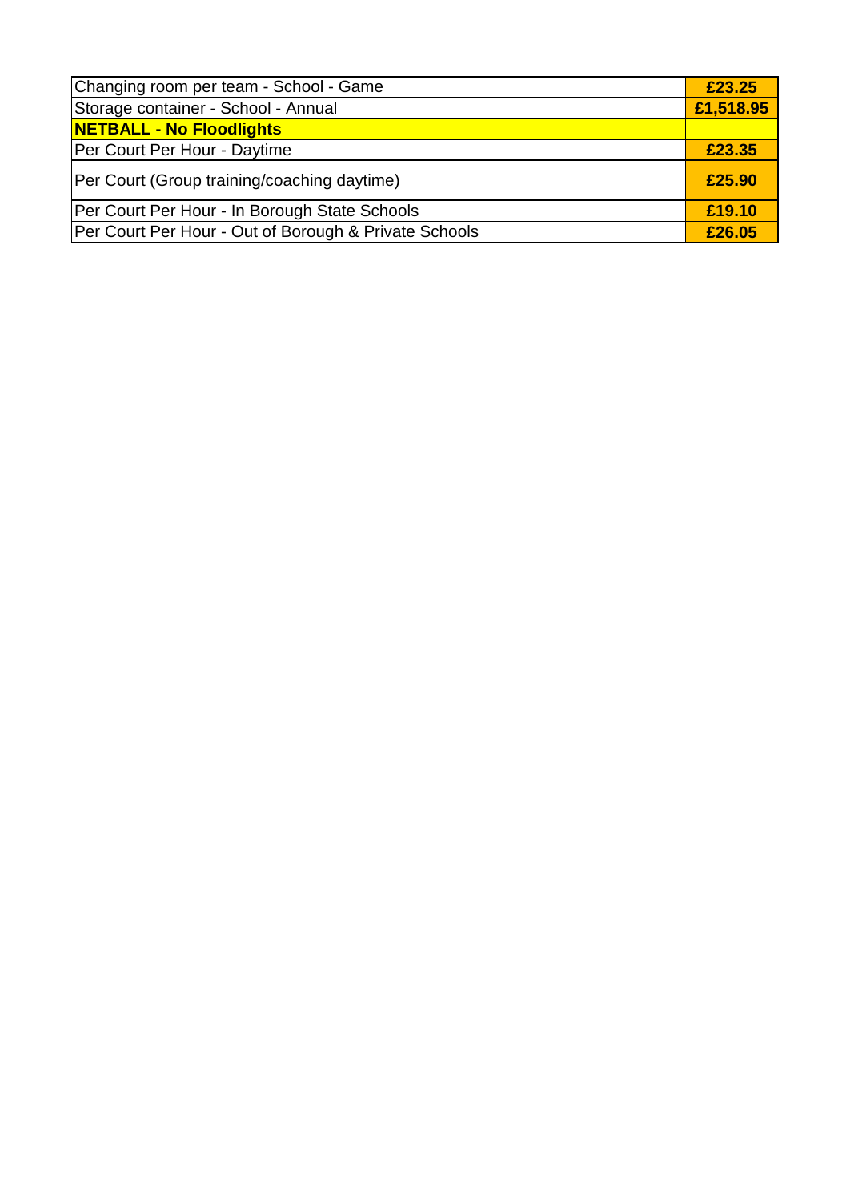| | |
|---|---|
| Changing room per team - School - Game | **£23.25** |
| Storage container - School - Annual | **£1,518.95** |
| **NETBALL - No Floodlights** | |
| Per Court Per Hour - Daytime | **£23.35** |
| Per Court (Group training/coaching daytime) | **£25.90** |
| Per Court Per Hour - In Borough State Schools | **£19.10** |
| Per Court Per Hour - Out of Borough & Private Schools | **£26.05** |